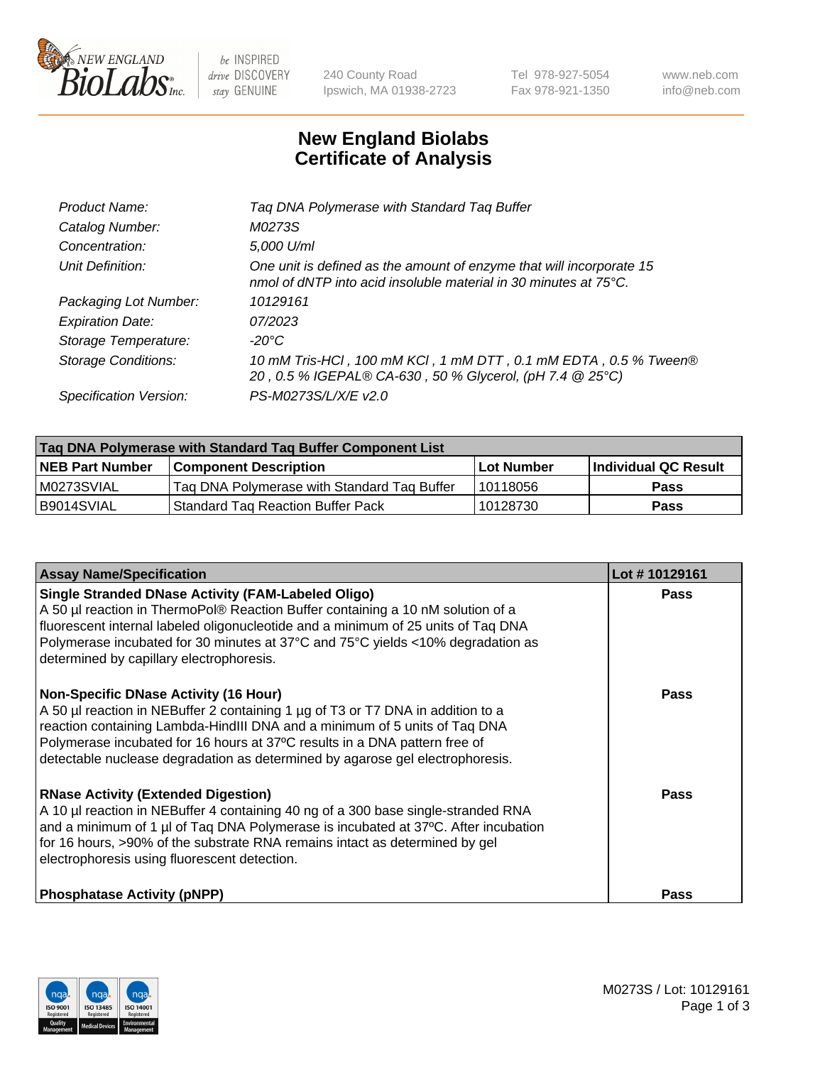# New England Biolabs
# Certificate of Analysis

| | |
|---|---|
| *Product Name:* | *Taq DNA Polymerase with Standard Taq Buffer* |
| *Catalog Number:* | *M0273S* |
| *Concentration:* | *5,000 U/ml* |
| *Unit Definition:* | *One unit is defined as the amount of enzyme that will incorporate 15 nmol of dNTP into acid insoluble material in 30 minutes at 75°C.* |
| *Packaging Lot Number:* | *10129161* |
| *Expiration Date:* | *07/2023* |
| *Storage Temperature:* | *-20°C* |
| *Storage Conditions:* | *10 mM Tris-HCl , 100 mM KCl , 1 mM DTT , 0.1 mM EDTA , 0.5 % Tween® 20 , 0.5 % IGEPAL® CA-630 , 50 % Glycerol, (pH 7.4 @ 25°C)* |
| *Specification Version:* | *PS-M0273S/L/X/E v2.0* |

| Taq DNA Polymerase with Standard Taq Buffer Component List | | | |
|---|---|---|---|
| **NEB Part Number** | **Component Description** | **Lot Number** | **Individual QC Result** |
| M0273SVIAL | Taq DNA Polymerase with Standard Taq Buffer | 10118056 | **Pass** |
| B9014SVIAL | Standard Taq Reaction Buffer Pack | 10128730 | **Pass** |

| Assay Name/Specification | Lot # 10129161 |
|---|---|
| **Single Stranded DNase Activity (FAM-Labeled Oligo)**<br>A 50 µl reaction in ThermoPol® Reaction Buffer containing a 10 nM solution of a fluorescent internal labeled oligonucleotide and a minimum of 25 units of Taq DNA Polymerase incubated for 30 minutes at 37°C and 75°C yields <10% degradation as determined by capillary electrophoresis. | **Pass** |
| **Non-Specific DNase Activity (16 Hour)**<br>A 50 µl reaction in NEBuffer 2 containing 1 µg of T3 or T7 DNA in addition to a reaction containing Lambda-HindIII DNA and a minimum of 5 units of Taq DNA Polymerase incubated for 16 hours at 37ºC results in a DNA pattern free of detectable nuclease degradation as determined by agarose gel electrophoresis. | **Pass** |
| **RNase Activity (Extended Digestion)**<br>A 10 µl reaction in NEBuffer 4 containing 40 ng of a 300 base single-stranded RNA and a minimum of 1 µl of Taq DNA Polymerase is incubated at 37ºC. After incubation for 16 hours, >90% of the substrate RNA remains intact as determined by gel electrophoresis using fluorescent detection. | **Pass** |
| **Phosphatase Activity (pNPP)** | **Pass** |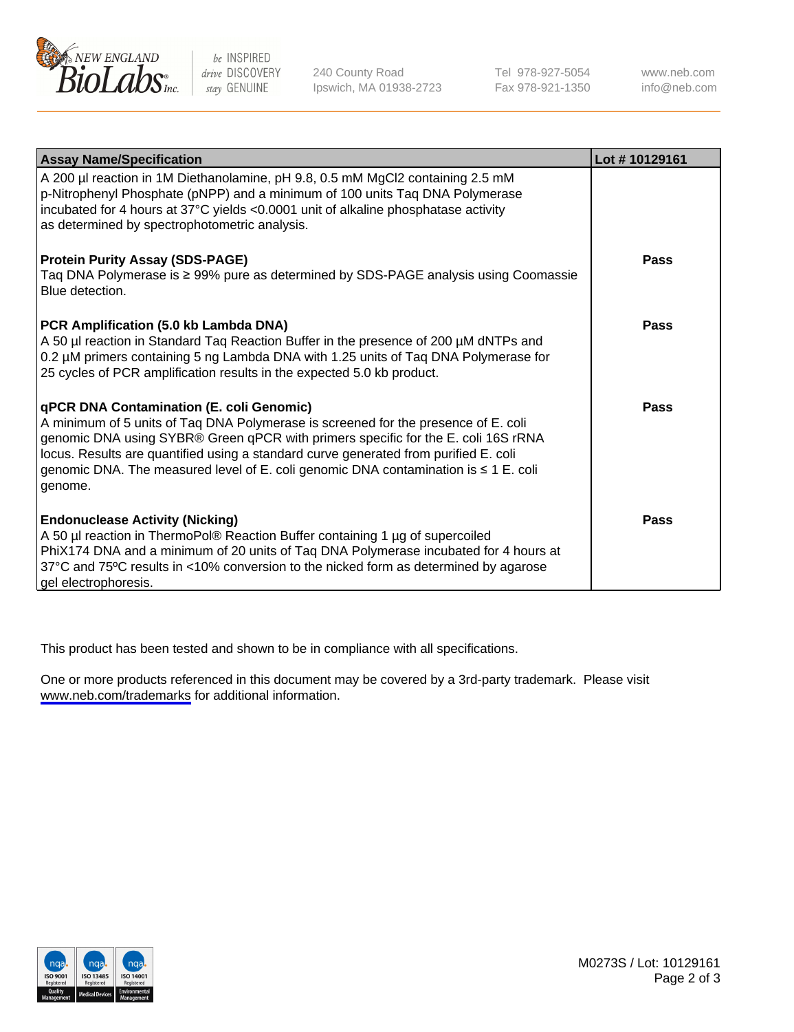| Assay Name/Specification | Lot # 10129161 |
| --- | --- |
| A 200 µl reaction in 1M Diethanolamine, pH 9.8, 0.5 mM $MgCl_2$ containing 2.5 mM p-Nitrophenyl Phosphate (pNPP) and a minimum of 100 units Taq DNA Polymerase incubated for 4 hours at 37°C yields <0.0001 unit of alkaline phosphatase activity as determined by spectrophotometric analysis. | |
| **Protein Purity Assay (SDS-PAGE)**<br>Taq DNA Polymerase is ≥ 99% pure as determined by SDS-PAGE analysis using Coomassie Blue detection. | **Pass** |
| **PCR Amplification (5.0 kb Lambda DNA)**<br>A 50 µl reaction in Standard Taq Reaction Buffer in the presence of 200 µM dNTPs and 0.2 µM primers containing 5 ng Lambda DNA with 1.25 units of Taq DNA Polymerase for 25 cycles of PCR amplification results in the expected 5.0 kb product. | **Pass** |
| **qPCR DNA Contamination (E. coli Genomic)**<br>A minimum of 5 units of Taq DNA Polymerase is screened for the presence of E. coli genomic DNA using SYBR® Green qPCR with primers specific for the E. coli 16S rRNA locus. Results are quantified using a standard curve generated from purified E. coli genomic DNA. The measured level of E. coli genomic DNA contamination is ≤ 1 E. coli genome. | **Pass** |
| **Endonuclease Activity (Nicking)**<br>A 50 µl reaction in ThermoPol® Reaction Buffer containing 1 µg of supercoiled PhiX174 DNA and a minimum of 20 units of Taq DNA Polymerase incubated for 4 hours at 37°C and 75ºC results in <10% conversion to the nicked form as determined by agarose gel electrophoresis. | **Pass** |

This product has been tested and shown to be in compliance with all specifications.

One or more products referenced in this document may be covered by a 3rd-party trademark. Please visit www.neb.com/trademarks for additional information.

M0273S / Lot: 10129161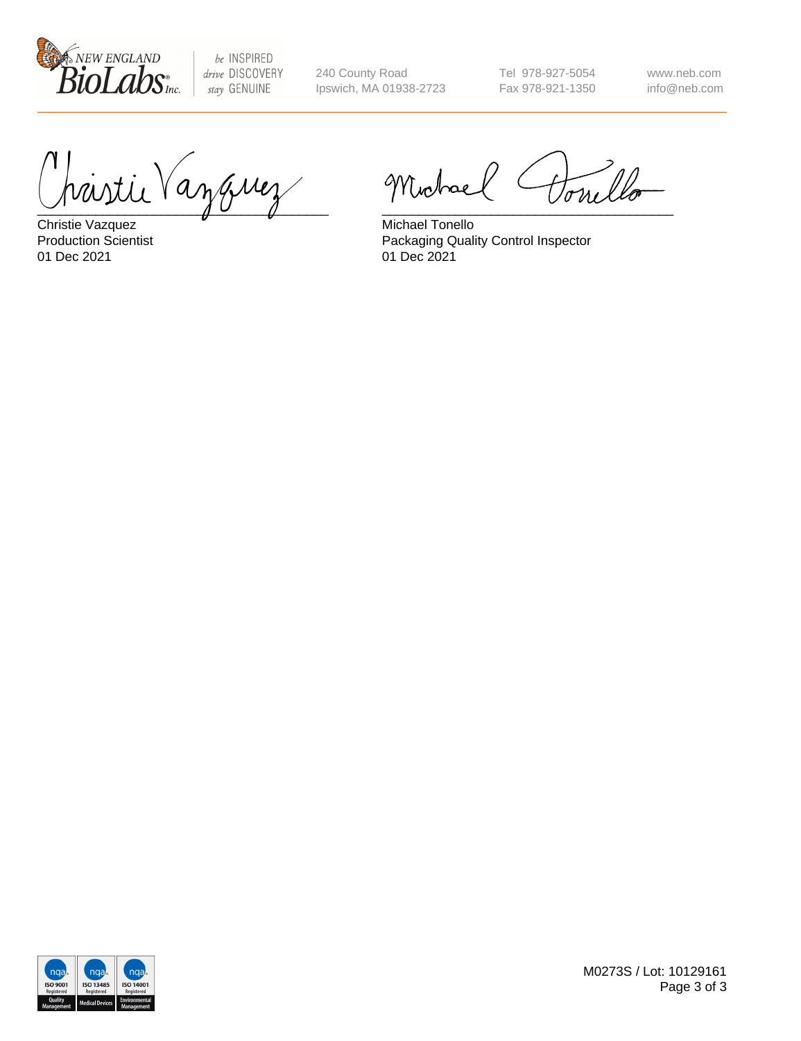Christie Vazquez
Production Scientist
01 Dec 2021

Michael Tonello
Packaging Quality Control Inspector
01 Dec 2021

M0273S / Lot: 10129161